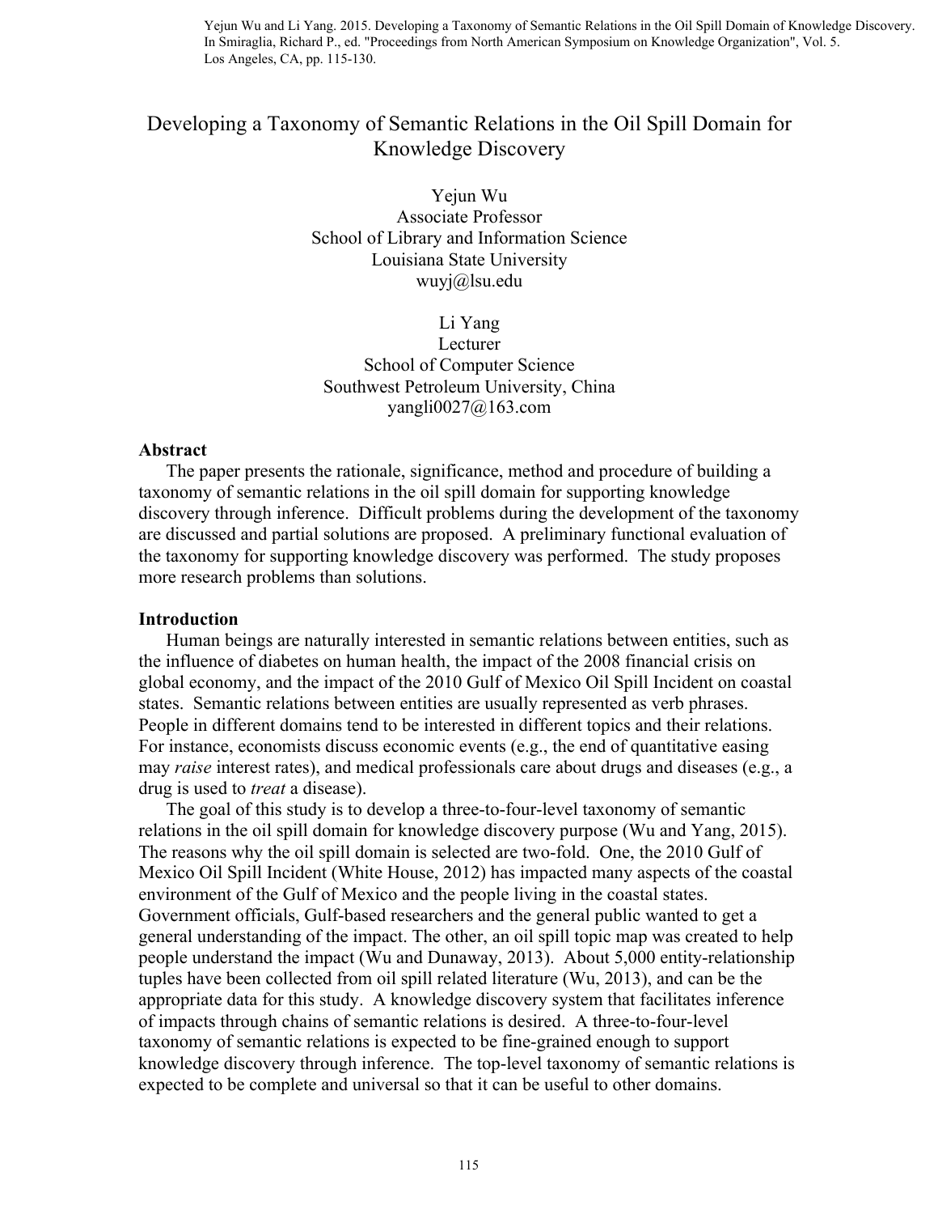Yejun Wu and Li Yang. 2015. Developing a Taxonomy of Semantic Relations in the Oil Spill Domain of Knowledge Discovery. In Smiraglia, Richard P., ed. "Proceedings from North American Symposium on Knowledge Organization", Vol. 5. Los Angeles, CA, pp. 115-130.

# Developing a Taxonomy of Semantic Relations in the Oil Spill Domain for Knowledge Discovery

Yejun Wu
Associate Professor
School of Library and Information Science
Louisiana State University
wuyj@lsu.edu

Li Yang
Lecturer
School of Computer Science
Southwest Petroleum University, China
yangli0027@163.com

## Abstract

The paper presents the rationale, significance, method and procedure of building a taxonomy of semantic relations in the oil spill domain for supporting knowledge discovery through inference. Difficult problems during the development of the taxonomy are discussed and partial solutions are proposed. A preliminary functional evaluation of the taxonomy for supporting knowledge discovery was performed. The study proposes more research problems than solutions.

## Introduction

Human beings are naturally interested in semantic relations between entities, such as the influence of diabetes on human health, the impact of the 2008 financial crisis on global economy, and the impact of the 2010 Gulf of Mexico Oil Spill Incident on coastal states. Semantic relations between entities are usually represented as verb phrases. People in different domains tend to be interested in different topics and their relations. For instance, economists discuss economic events (e.g., the end of quantitative easing may *raise* interest rates), and medical professionals care about drugs and diseases (e.g., a drug is used to *treat* a disease).

The goal of this study is to develop a three-to-four-level taxonomy of semantic relations in the oil spill domain for knowledge discovery purpose (Wu and Yang, 2015). The reasons why the oil spill domain is selected are two-fold. One, the 2010 Gulf of Mexico Oil Spill Incident (White House, 2012) has impacted many aspects of the coastal environment of the Gulf of Mexico and the people living in the coastal states. Government officials, Gulf-based researchers and the general public wanted to get a general understanding of the impact. The other, an oil spill topic map was created to help people understand the impact (Wu and Dunaway, 2013). About 5,000 entity-relationship tuples have been collected from oil spill related literature (Wu, 2013), and can be the appropriate data for this study. A knowledge discovery system that facilitates inference of impacts through chains of semantic relations is desired. A three-to-four-level taxonomy of semantic relations is expected to be fine-grained enough to support knowledge discovery through inference. The top-level taxonomy of semantic relations is expected to be complete and universal so that it can be useful to other domains.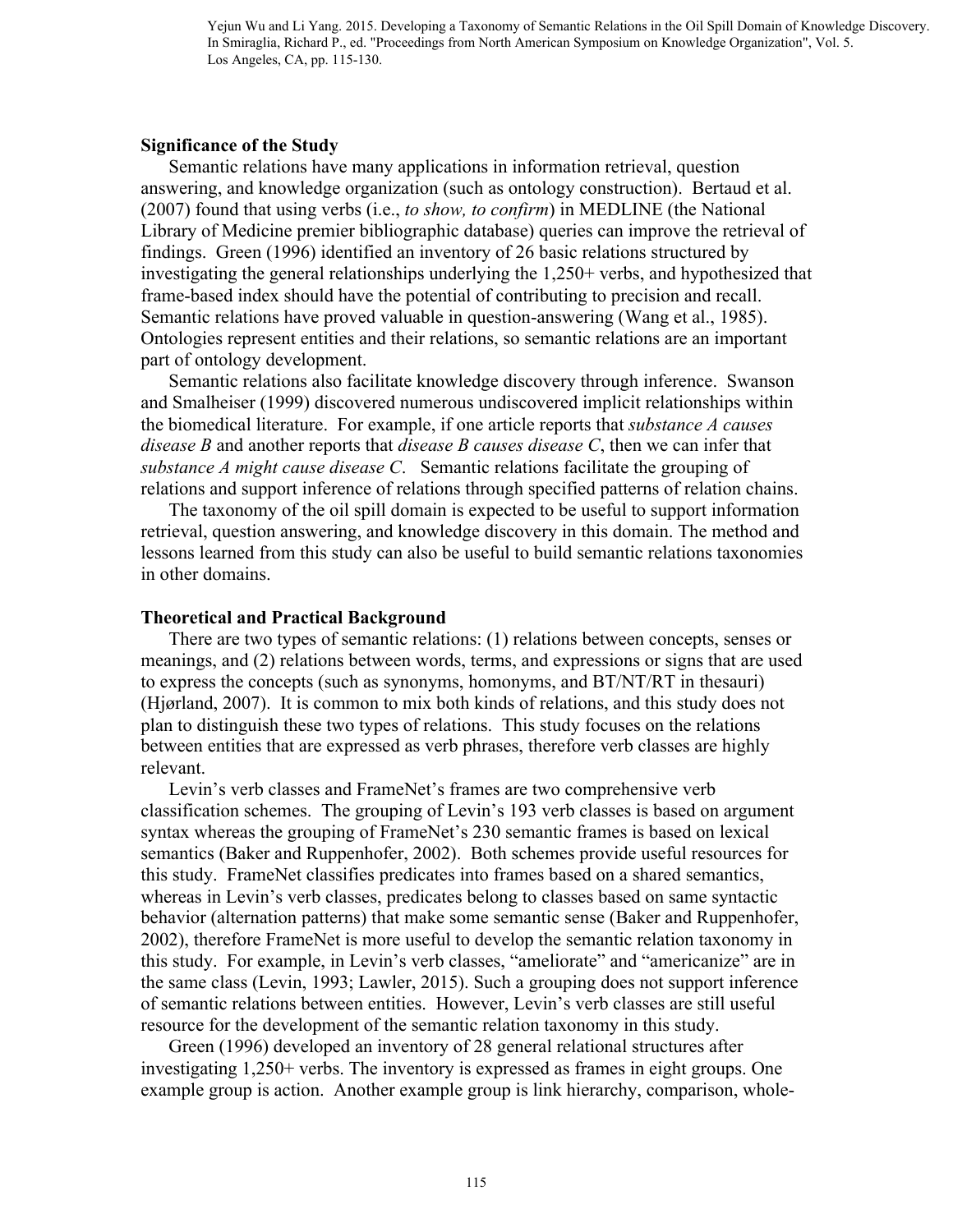## Significance of the Study

Semantic relations have many applications in information retrieval, question answering, and knowledge organization (such as ontology construction). Bertaud et al. (2007) found that using verbs (i.e., *to show, to confirm*) in MEDLINE (the National Library of Medicine premier bibliographic database) queries can improve the retrieval of findings. Green (1996) identified an inventory of 26 basic relations structured by investigating the general relationships underlying the 1,250+ verbs, and hypothesized that frame-based index should have the potential of contributing to precision and recall. Semantic relations have proved valuable in question-answering (Wang et al., 1985). Ontologies represent entities and their relations, so semantic relations are an important part of ontology development.

Semantic relations also facilitate knowledge discovery through inference. Swanson and Smalheiser (1999) discovered numerous undiscovered implicit relationships within the biomedical literature. For example, if one article reports that *substance A causes disease B* and another reports that *disease B causes disease C*, then we can infer that *substance A might cause disease C*. Semantic relations facilitate the grouping of relations and support inference of relations through specified patterns of relation chains.

The taxonomy of the oil spill domain is expected to be useful to support information retrieval, question answering, and knowledge discovery in this domain. The method and lessons learned from this study can also be useful to build semantic relations taxonomies in other domains.

## Theoretical and Practical Background

There are two types of semantic relations: (1) relations between concepts, senses or meanings, and (2) relations between words, terms, and expressions or signs that are used to express the concepts (such as synonyms, homonyms, and BT/NT/RT in thesauri) (Hjørland, 2007). It is common to mix both kinds of relations, and this study does not plan to distinguish these two types of relations. This study focuses on the relations between entities that are expressed as verb phrases, therefore verb classes are highly relevant.

Levin's verb classes and FrameNet's frames are two comprehensive verb classification schemes. The grouping of Levin's 193 verb classes is based on argument syntax whereas the grouping of FrameNet's 230 semantic frames is based on lexical semantics (Baker and Ruppenhofer, 2002). Both schemes provide useful resources for this study. FrameNet classifies predicates into frames based on a shared semantics, whereas in Levin's verb classes, predicates belong to classes based on same syntactic behavior (alternation patterns) that make some semantic sense (Baker and Ruppenhofer, 2002), therefore FrameNet is more useful to develop the semantic relation taxonomy in this study. For example, in Levin's verb classes, "ameliorate" and "americanize" are in the same class (Levin, 1993; Lawler, 2015). Such a grouping does not support inference of semantic relations between entities. However, Levin's verb classes are still useful resource for the development of the semantic relation taxonomy in this study.

Green (1996) developed an inventory of 28 general relational structures after investigating 1,250+ verbs. The inventory is expressed as frames in eight groups. One example group is action. Another example group is link hierarchy, comparison, whole-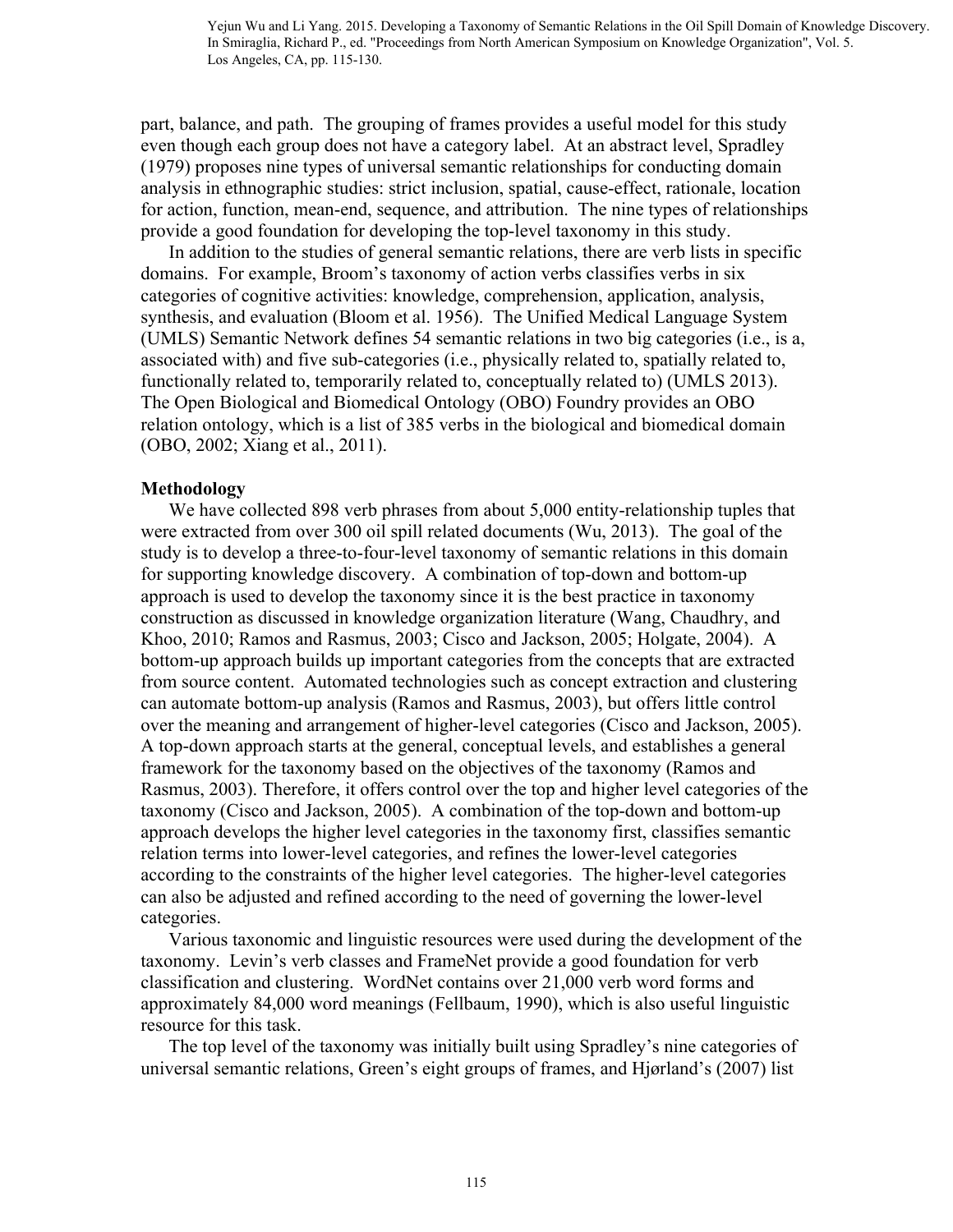part, balance, and path. The grouping of frames provides a useful model for this study even though each group does not have a category label. At an abstract level, Spradley (1979) proposes nine types of universal semantic relationships for conducting domain analysis in ethnographic studies: strict inclusion, spatial, cause-effect, rationale, location for action, function, mean-end, sequence, and attribution. The nine types of relationships provide a good foundation for developing the top-level taxonomy in this study.

In addition to the studies of general semantic relations, there are verb lists in specific domains. For example, Broom's taxonomy of action verbs classifies verbs in six categories of cognitive activities: knowledge, comprehension, application, analysis, synthesis, and evaluation (Bloom et al. 1956). The Unified Medical Language System (UMLS) Semantic Network defines 54 semantic relations in two big categories (i.e., is a, associated with) and five sub-categories (i.e., physically related to, spatially related to, functionally related to, temporarily related to, conceptually related to) (UMLS 2013). The Open Biological and Biomedical Ontology (OBO) Foundry provides an OBO relation ontology, which is a list of 385 verbs in the biological and biomedical domain (OBO, 2002; Xiang et al., 2011).

**Methodology**

We have collected 898 verb phrases from about 5,000 entity-relationship tuples that were extracted from over 300 oil spill related documents (Wu, 2013). The goal of the study is to develop a three-to-four-level taxonomy of semantic relations in this domain for supporting knowledge discovery. A combination of top-down and bottom-up approach is used to develop the taxonomy since it is the best practice in taxonomy construction as discussed in knowledge organization literature (Wang, Chaudhry, and Khoo, 2010; Ramos and Rasmus, 2003; Cisco and Jackson, 2005; Holgate, 2004). A bottom-up approach builds up important categories from the concepts that are extracted from source content. Automated technologies such as concept extraction and clustering can automate bottom-up analysis (Ramos and Rasmus, 2003), but offers little control over the meaning and arrangement of higher-level categories (Cisco and Jackson, 2005). A top-down approach starts at the general, conceptual levels, and establishes a general framework for the taxonomy based on the objectives of the taxonomy (Ramos and Rasmus, 2003). Therefore, it offers control over the top and higher level categories of the taxonomy (Cisco and Jackson, 2005). A combination of the top-down and bottom-up approach develops the higher level categories in the taxonomy first, classifies semantic relation terms into lower-level categories, and refines the lower-level categories according to the constraints of the higher level categories. The higher-level categories can also be adjusted and refined according to the need of governing the lower-level categories.

Various taxonomic and linguistic resources were used during the development of the taxonomy. Levin's verb classes and FrameNet provide a good foundation for verb classification and clustering. WordNet contains over 21,000 verb word forms and approximately 84,000 word meanings (Fellbaum, 1990), which is also useful linguistic resource for this task.

The top level of the taxonomy was initially built using Spradley's nine categories of universal semantic relations, Green's eight groups of frames, and Hjørland's (2007) list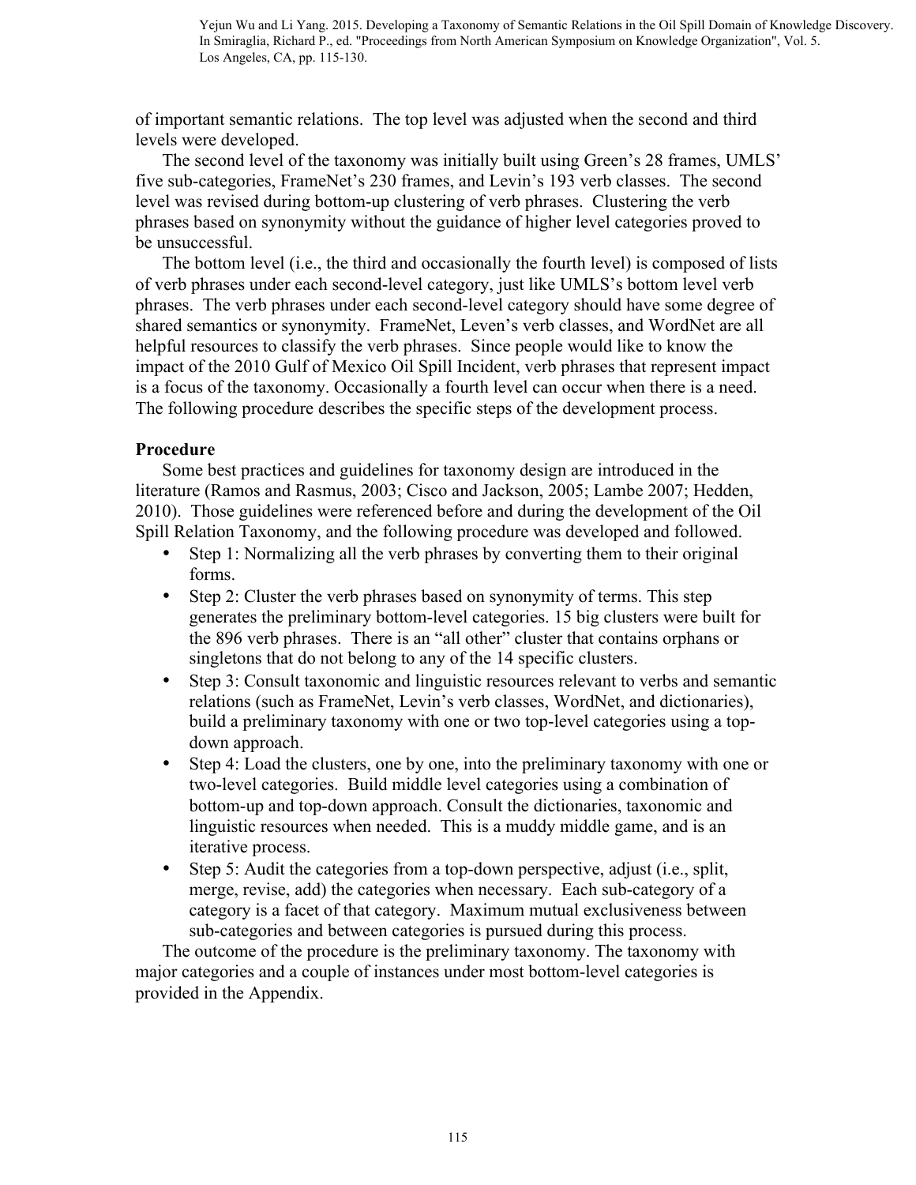of important semantic relations. The top level was adjusted when the second and third levels were developed.

The second level of the taxonomy was initially built using Green's 28 frames, UMLS' five sub-categories, FrameNet's 230 frames, and Levin's 193 verb classes. The second level was revised during bottom-up clustering of verb phrases. Clustering the verb phrases based on synonymity without the guidance of higher level categories proved to be unsuccessful.

The bottom level (i.e., the third and occasionally the fourth level) is composed of lists of verb phrases under each second-level category, just like UMLS's bottom level verb phrases. The verb phrases under each second-level category should have some degree of shared semantics or synonymity. FrameNet, Leven's verb classes, and WordNet are all helpful resources to classify the verb phrases. Since people would like to know the impact of the 2010 Gulf of Mexico Oil Spill Incident, verb phrases that represent impact is a focus of the taxonomy. Occasionally a fourth level can occur when there is a need. The following procedure describes the specific steps of the development process.

**Procedure**

Some best practices and guidelines for taxonomy design are introduced in the literature (Ramos and Rasmus, 2003; Cisco and Jackson, 2005; Lambe 2007; Hedden, 2010). Those guidelines were referenced before and during the development of the Oil Spill Relation Taxonomy, and the following procedure was developed and followed.

- Step 1: Normalizing all the verb phrases by converting them to their original forms.
- Step 2: Cluster the verb phrases based on synonymity of terms. This step generates the preliminary bottom-level categories. 15 big clusters were built for the 896 verb phrases. There is an "all other" cluster that contains orphans or singletons that do not belong to any of the 14 specific clusters.
- Step 3: Consult taxonomic and linguistic resources relevant to verbs and semantic relations (such as FrameNet, Levin's verb classes, WordNet, and dictionaries), build a preliminary taxonomy with one or two top-level categories using a top-down approach.
- Step 4: Load the clusters, one by one, into the preliminary taxonomy with one or two-level categories. Build middle level categories using a combination of bottom-up and top-down approach. Consult the dictionaries, taxonomic and linguistic resources when needed. This is a muddy middle game, and is an iterative process.
- Step 5: Audit the categories from a top-down perspective, adjust (i.e., split, merge, revise, add) the categories when necessary. Each sub-category of a category is a facet of that category. Maximum mutual exclusiveness between sub-categories and between categories is pursued during this process.

The outcome of the procedure is the preliminary taxonomy. The taxonomy with major categories and a couple of instances under most bottom-level categories is provided in the Appendix.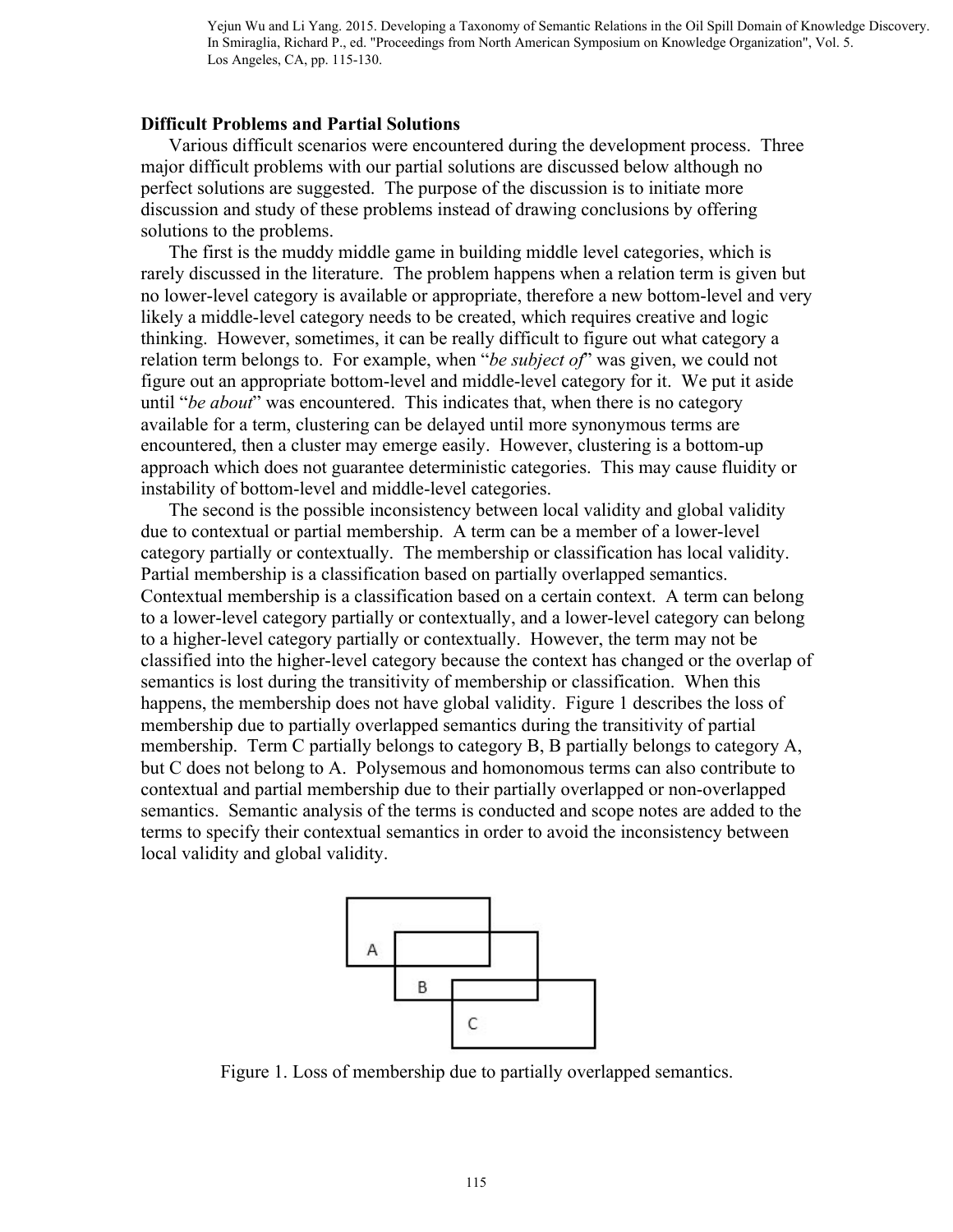## Difficult Problems and Partial Solutions

Various difficult scenarios were encountered during the development process. Three major difficult problems with our partial solutions are discussed below although no perfect solutions are suggested. The purpose of the discussion is to initiate more discussion and study of these problems instead of drawing conclusions by offering solutions to the problems.

The first is the muddy middle game in building middle level categories, which is rarely discussed in the literature. The problem happens when a relation term is given but no lower-level category is available or appropriate, therefore a new bottom-level and very likely a middle-level category needs to be created, which requires creative and logic thinking. However, sometimes, it can be really difficult to figure out what category a relation term belongs to. For example, when "*be subject of*" was given, we could not figure out an appropriate bottom-level and middle-level category for it. We put it aside until "*be about*" was encountered. This indicates that, when there is no category available for a term, clustering can be delayed until more synonymous terms are encountered, then a cluster may emerge easily. However, clustering is a bottom-up approach which does not guarantee deterministic categories. This may cause fluidity or instability of bottom-level and middle-level categories.

The second is the possible inconsistency between local validity and global validity due to contextual or partial membership. A term can be a member of a lower-level category partially or contextually. The membership or classification has local validity. Partial membership is a classification based on partially overlapped semantics. Contextual membership is a classification based on a certain context. A term can belong to a lower-level category partially or contextually, and a lower-level category can belong to a higher-level category partially or contextually. However, the term may not be classified into the higher-level category because the context has changed or the overlap of semantics is lost during the transitivity of membership or classification. When this happens, the membership does not have global validity. Figure 1 describes the loss of membership due to partially overlapped semantics during the transitivity of partial membership. Term C partially belongs to category B, B partially belongs to category A, but C does not belong to A. Polysemous and homonomous terms can also contribute to contextual and partial membership due to their partially overlapped or non-overlapped semantics. Semantic analysis of the terms is conducted and scope notes are added to the terms to specify their contextual semantics in order to avoid the inconsistency between local validity and global validity.

Figure 1. Loss of membership due to partially overlapped semantics.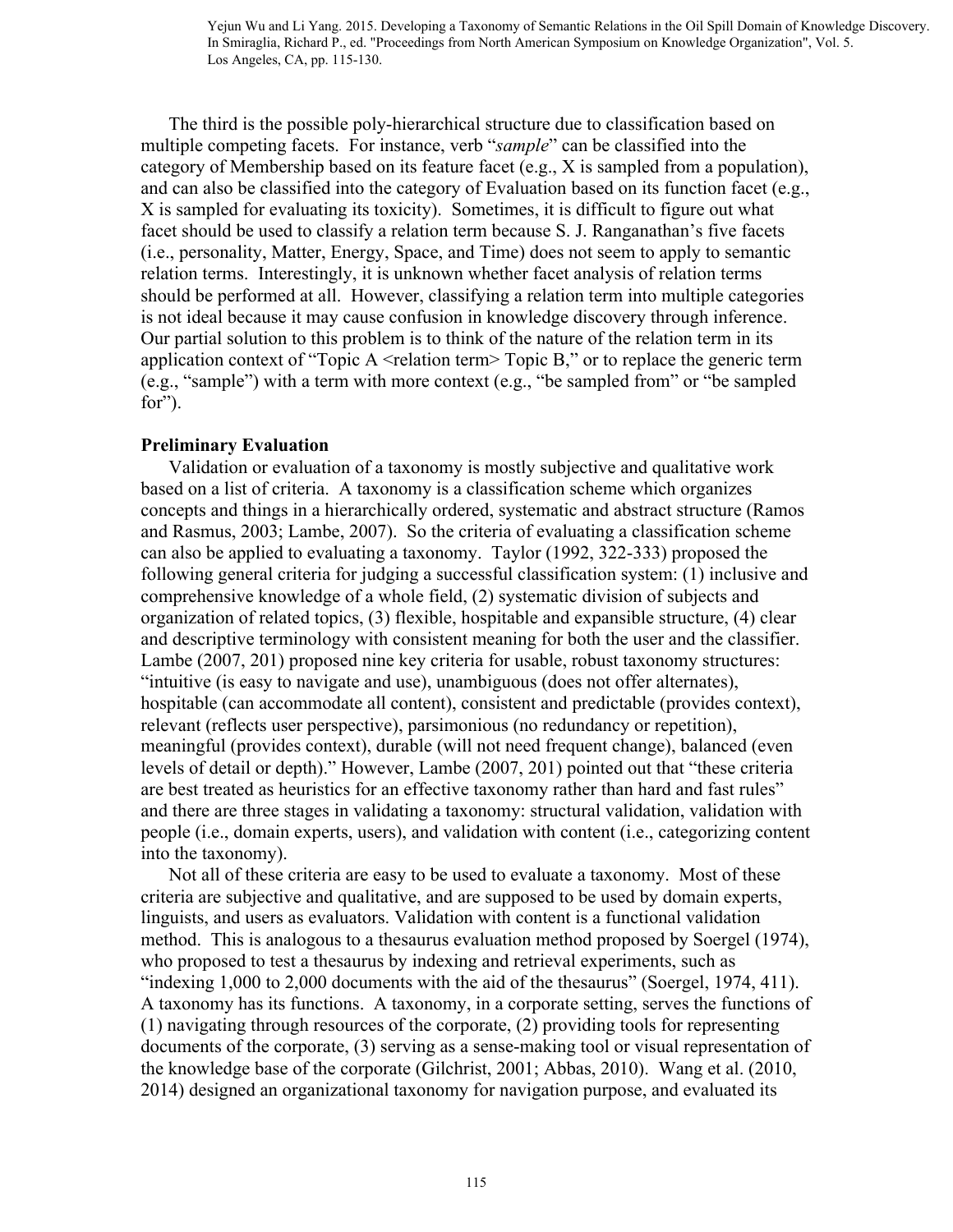The third is the possible poly-hierarchical structure due to classification based on multiple competing facets. For instance, verb "*sample*" can be classified into the category of Membership based on its feature facet (e.g., X is sampled from a population), and can also be classified into the category of Evaluation based on its function facet (e.g., X is sampled for evaluating its toxicity). Sometimes, it is difficult to figure out what facet should be used to classify a relation term because S. J. Ranganathan's five facets (i.e., personality, Matter, Energy, Space, and Time) does not seem to apply to semantic relation terms. Interestingly, it is unknown whether facet analysis of relation terms should be performed at all. However, classifying a relation term into multiple categories is not ideal because it may cause confusion in knowledge discovery through inference. Our partial solution to this problem is to think of the nature of the relation term in its application context of "Topic A <relation term> Topic B," or to replace the generic term (e.g., "sample") with a term with more context (e.g., "be sampled from" or "be sampled for").

**Preliminary Evaluation**

Validation or evaluation of a taxonomy is mostly subjective and qualitative work based on a list of criteria. A taxonomy is a classification scheme which organizes concepts and things in a hierarchically ordered, systematic and abstract structure (Ramos and Rasmus, 2003; Lambe, 2007). So the criteria of evaluating a classification scheme can also be applied to evaluating a taxonomy. Taylor (1992, 322-333) proposed the following general criteria for judging a successful classification system: (1) inclusive and comprehensive knowledge of a whole field, (2) systematic division of subjects and organization of related topics, (3) flexible, hospitable and expansible structure, (4) clear and descriptive terminology with consistent meaning for both the user and the classifier. Lambe (2007, 201) proposed nine key criteria for usable, robust taxonomy structures: "intuitive (is easy to navigate and use), unambiguous (does not offer alternates), hospitable (can accommodate all content), consistent and predictable (provides context), relevant (reflects user perspective), parsimonious (no redundancy or repetition), meaningful (provides context), durable (will not need frequent change), balanced (even levels of detail or depth)." However, Lambe (2007, 201) pointed out that "these criteria are best treated as heuristics for an effective taxonomy rather than hard and fast rules" and there are three stages in validating a taxonomy: structural validation, validation with people (i.e., domain experts, users), and validation with content (i.e., categorizing content into the taxonomy).

Not all of these criteria are easy to be used to evaluate a taxonomy. Most of these criteria are subjective and qualitative, and are supposed to be used by domain experts, linguists, and users as evaluators. Validation with content is a functional validation method. This is analogous to a thesaurus evaluation method proposed by Soergel (1974), who proposed to test a thesaurus by indexing and retrieval experiments, such as "indexing 1,000 to 2,000 documents with the aid of the thesaurus" (Soergel, 1974, 411). A taxonomy has its functions. A taxonomy, in a corporate setting, serves the functions of (1) navigating through resources of the corporate, (2) providing tools for representing documents of the corporate, (3) serving as a sense-making tool or visual representation of the knowledge base of the corporate (Gilchrist, 2001; Abbas, 2010). Wang et al. (2010, 2014) designed an organizational taxonomy for navigation purpose, and evaluated its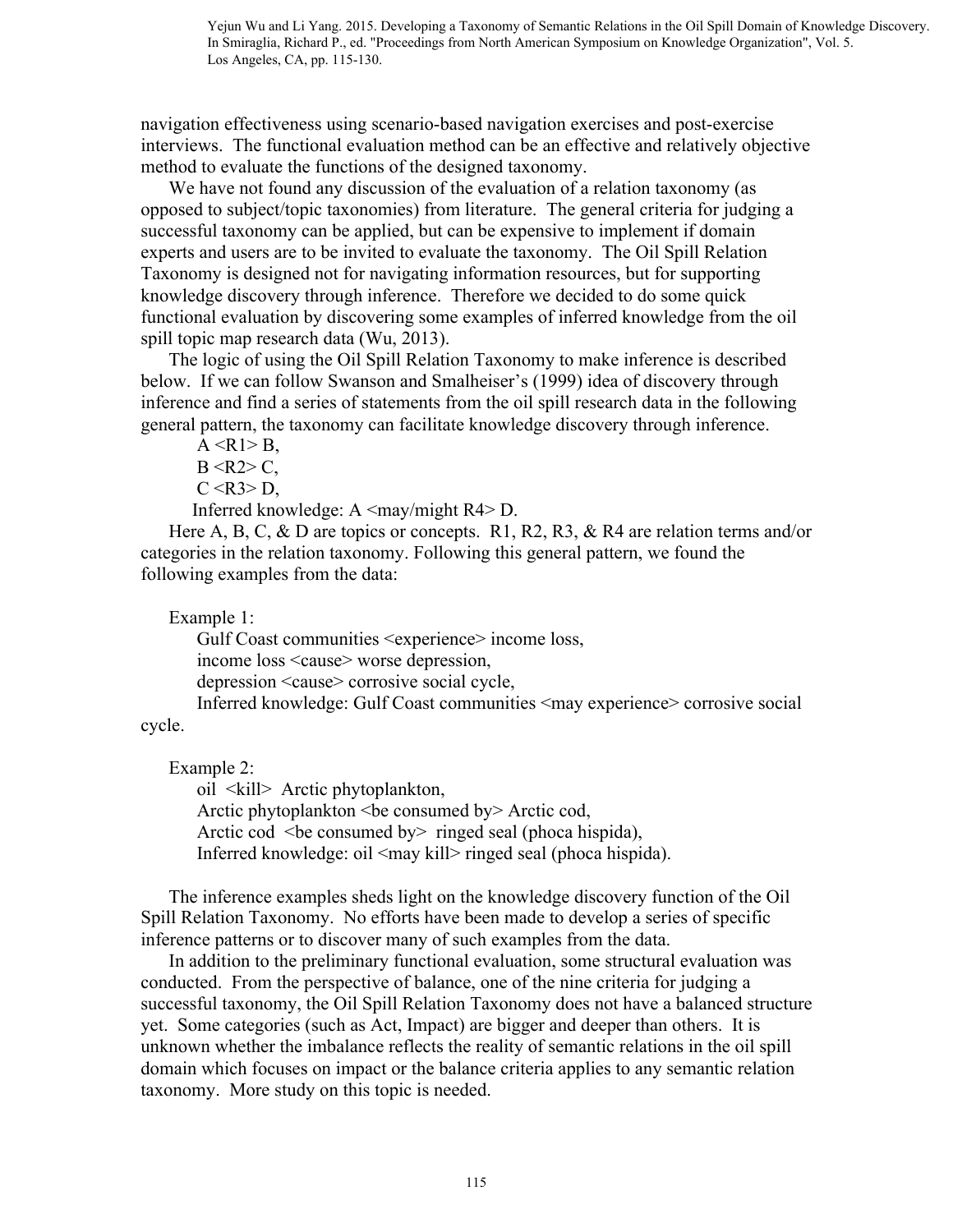navigation effectiveness using scenario-based navigation exercises and post-exercise interviews. The functional evaluation method can be an effective and relatively objective method to evaluate the functions of the designed taxonomy.

We have not found any discussion of the evaluation of a relation taxonomy (as opposed to subject/topic taxonomies) from literature. The general criteria for judging a successful taxonomy can be applied, but can be expensive to implement if domain experts and users are to be invited to evaluate the taxonomy. The Oil Spill Relation Taxonomy is designed not for navigating information resources, but for supporting knowledge discovery through inference. Therefore we decided to do some quick functional evaluation by discovering some examples of inferred knowledge from the oil spill topic map research data (Wu, 2013).

The logic of using the Oil Spill Relation Taxonomy to make inference is described below. If we can follow Swanson and Smalheiser's (1999) idea of discovery through inference and find a series of statements from the oil spill research data in the following general pattern, the taxonomy can facilitate knowledge discovery through inference.

A <R1> B,
B <R2> C,
C <R3> D,
Inferred knowledge: A <may/might R4> D.

Here A, B, C, & D are topics or concepts. R1, R2, R3, & R4 are relation terms and/or categories in the relation taxonomy. Following this general pattern, we found the following examples from the data:

Example 1:
Gulf Coast communities <experience> income loss,
income loss <cause> worse depression,
depression <cause> corrosive social cycle,
Inferred knowledge: Gulf Coast communities <may experience> corrosive social cycle.

Example 2:
oil <kill> Arctic phytoplankton,
Arctic phytoplankton <be consumed by> Arctic cod,
Arctic cod <be consumed by> ringed seal (phoca hispida),
Inferred knowledge: oil <may kill> ringed seal (phoca hispida).

The inference examples sheds light on the knowledge discovery function of the Oil Spill Relation Taxonomy. No efforts have been made to develop a series of specific inference patterns or to discover many of such examples from the data.

In addition to the preliminary functional evaluation, some structural evaluation was conducted. From the perspective of balance, one of the nine criteria for judging a successful taxonomy, the Oil Spill Relation Taxonomy does not have a balanced structure yet. Some categories (such as Act, Impact) are bigger and deeper than others. It is unknown whether the imbalance reflects the reality of semantic relations in the oil spill domain which focuses on impact or the balance criteria applies to any semantic relation taxonomy. More study on this topic is needed.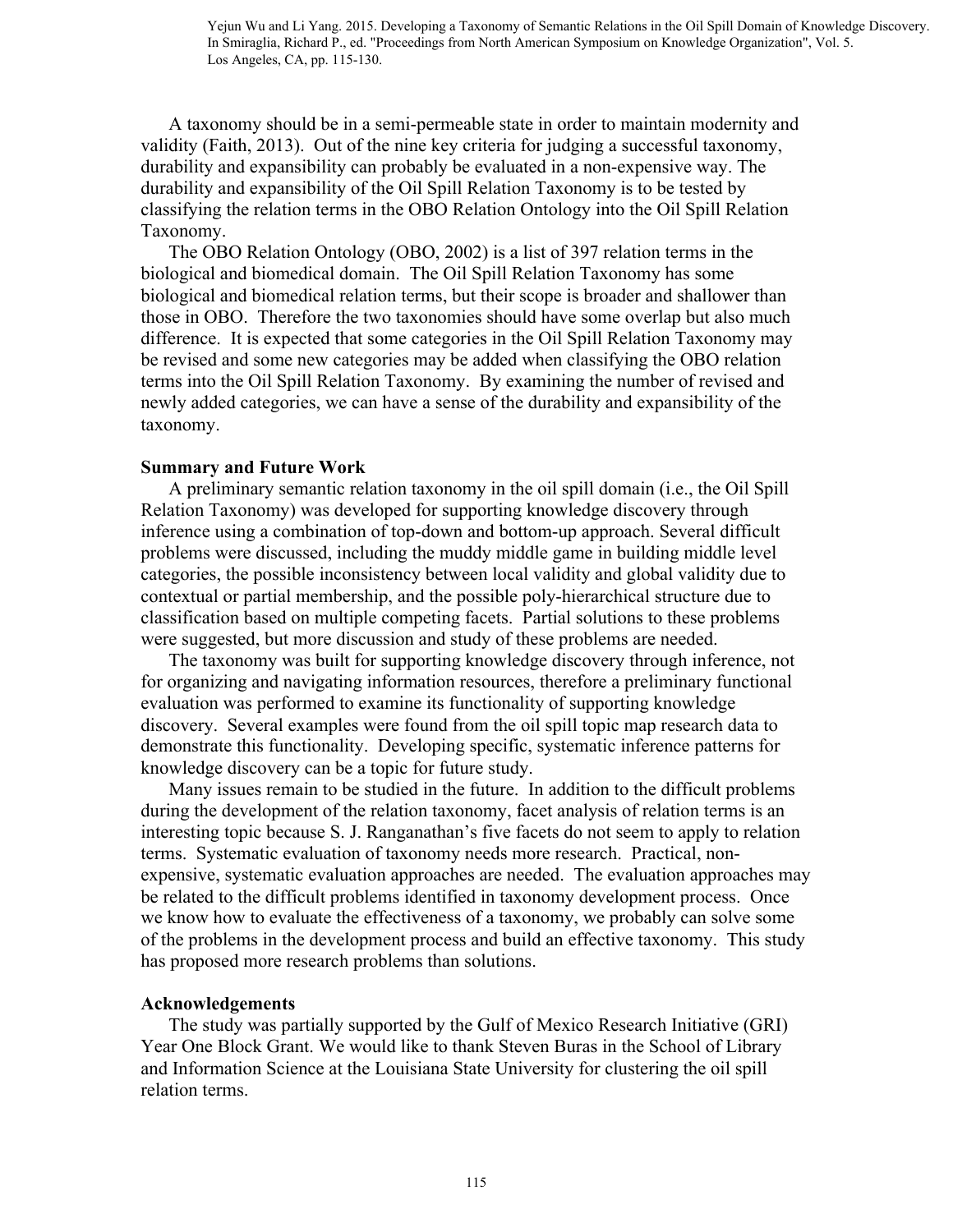A taxonomy should be in a semi-permeable state in order to maintain modernity and validity (Faith, 2013). Out of the nine key criteria for judging a successful taxonomy, durability and expansibility can probably be evaluated in a non-expensive way. The durability and expansibility of the Oil Spill Relation Taxonomy is to be tested by classifying the relation terms in the OBO Relation Ontology into the Oil Spill Relation Taxonomy.

The OBO Relation Ontology (OBO, 2002) is a list of 397 relation terms in the biological and biomedical domain. The Oil Spill Relation Taxonomy has some biological and biomedical relation terms, but their scope is broader and shallower than those in OBO. Therefore the two taxonomies should have some overlap but also much difference. It is expected that some categories in the Oil Spill Relation Taxonomy may be revised and some new categories may be added when classifying the OBO relation terms into the Oil Spill Relation Taxonomy. By examining the number of revised and newly added categories, we can have a sense of the durability and expansibility of the taxonomy.

## Summary and Future Work

A preliminary semantic relation taxonomy in the oil spill domain (i.e., the Oil Spill Relation Taxonomy) was developed for supporting knowledge discovery through inference using a combination of top-down and bottom-up approach. Several difficult problems were discussed, including the muddy middle game in building middle level categories, the possible inconsistency between local validity and global validity due to contextual or partial membership, and the possible poly-hierarchical structure due to classification based on multiple competing facets. Partial solutions to these problems were suggested, but more discussion and study of these problems are needed.

The taxonomy was built for supporting knowledge discovery through inference, not for organizing and navigating information resources, therefore a preliminary functional evaluation was performed to examine its functionality of supporting knowledge discovery. Several examples were found from the oil spill topic map research data to demonstrate this functionality. Developing specific, systematic inference patterns for knowledge discovery can be a topic for future study.

Many issues remain to be studied in the future. In addition to the difficult problems during the development of the relation taxonomy, facet analysis of relation terms is an interesting topic because S. J. Ranganathan's five facets do not seem to apply to relation terms. Systematic evaluation of taxonomy needs more research. Practical, non-expensive, systematic evaluation approaches are needed. The evaluation approaches may be related to the difficult problems identified in taxonomy development process. Once we know how to evaluate the effectiveness of a taxonomy, we probably can solve some of the problems in the development process and build an effective taxonomy. This study has proposed more research problems than solutions.

## Acknowledgements

The study was partially supported by the Gulf of Mexico Research Initiative (GRI) Year One Block Grant. We would like to thank Steven Buras in the School of Library and Information Science at the Louisiana State University for clustering the oil spill relation terms.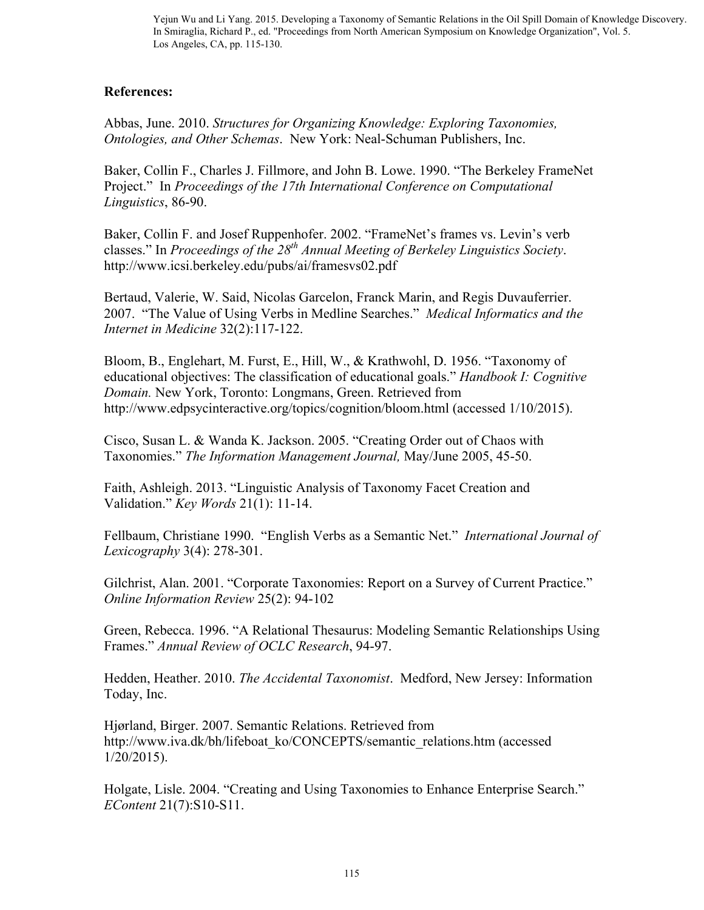**References:**

Abbas, June. 2010. *Structures for Organizing Knowledge: Exploring Taxonomies, Ontologies, and Other Schemas*. New York: Neal-Schuman Publishers, Inc.

Baker, Collin F., Charles J. Fillmore, and John B. Lowe. 1990. "The Berkeley FrameNet Project." In *Proceedings of the 17th International Conference on Computational Linguistics*, 86-90.

Baker, Collin F. and Josef Ruppenhofer. 2002. "FrameNet's frames vs. Levin's verb classes." In *Proceedings of the 28th Annual Meeting of Berkeley Linguistics Society*. http://www.icsi.berkeley.edu/pubs/ai/framesvs02.pdf

Bertaud, Valerie, W. Said, Nicolas Garcelon, Franck Marin, and Regis Duvauferrier. 2007. "The Value of Using Verbs in Medline Searches." *Medical Informatics and the Internet in Medicine* 32(2):117-122.

Bloom, B., Englehart, M. Furst, E., Hill, W., & Krathwohl, D. 1956. "Taxonomy of educational objectives: The classification of educational goals." *Handbook I: Cognitive Domain.* New York, Toronto: Longmans, Green. Retrieved from http://www.edpsycinteractive.org/topics/cognition/bloom.html (accessed 1/10/2015).

Cisco, Susan L. & Wanda K. Jackson. 2005. "Creating Order out of Chaos with Taxonomies." *The Information Management Journal,* May/June 2005, 45-50.

Faith, Ashleigh. 2013. "Linguistic Analysis of Taxonomy Facet Creation and Validation." *Key Words* 21(1): 11-14.

Fellbaum, Christiane 1990. "English Verbs as a Semantic Net." *International Journal of Lexicography* 3(4): 278-301.

Gilchrist, Alan. 2001. "Corporate Taxonomies: Report on a Survey of Current Practice." *Online Information Review* 25(2): 94-102

Green, Rebecca. 1996. "A Relational Thesaurus: Modeling Semantic Relationships Using Frames." *Annual Review of OCLC Research*, 94-97.

Hedden, Heather. 2010. *The Accidental Taxonomist*. Medford, New Jersey: Information Today, Inc.

Hjørland, Birger. 2007. Semantic Relations. Retrieved from http://www.iva.dk/bh/lifeboat_ko/CONCEPTS/semantic_relations.htm (accessed 1/20/2015).

Holgate, Lisle. 2004. "Creating and Using Taxonomies to Enhance Enterprise Search." *EContent* 21(7):S10-S11.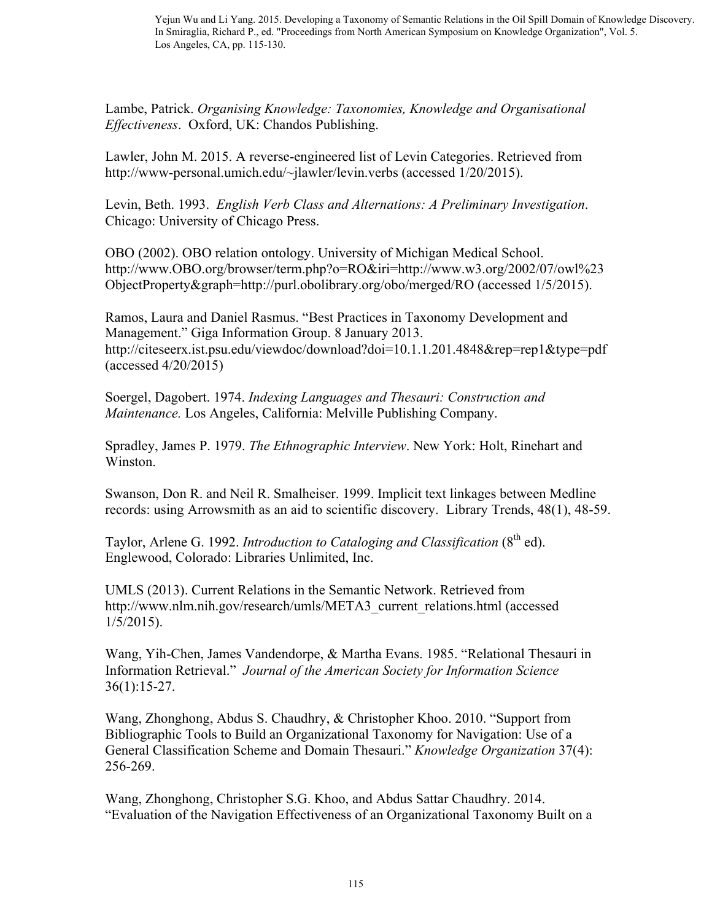Lambe, Patrick. *Organising Knowledge: Taxonomies, Knowledge and Organisational Effectiveness*. Oxford, UK: Chandos Publishing.

Lawler, John M. 2015. A reverse-engineered list of Levin Categories. Retrieved from http://www-personal.umich.edu/~jlawler/levin.verbs (accessed 1/20/2015).

Levin, Beth. 1993. *English Verb Class and Alternations: A Preliminary Investigation*. Chicago: University of Chicago Press.

OBO (2002). OBO relation ontology. University of Michigan Medical School. http://www.OBO.org/browser/term.php?o=RO&iri=http://www.w3.org/2002/07/owl%23 ObjectProperty&graph=http://purl.obolibrary.org/obo/merged/RO (accessed 1/5/2015).

Ramos, Laura and Daniel Rasmus. "Best Practices in Taxonomy Development and Management." Giga Information Group. 8 January 2013. http://citeseerx.ist.psu.edu/viewdoc/download?doi=10.1.1.201.4848&rep=rep1&type=pdf (accessed 4/20/2015)

Soergel, Dagobert. 1974. *Indexing Languages and Thesauri: Construction and Maintenance.* Los Angeles, California: Melville Publishing Company.

Spradley, James P. 1979. *The Ethnographic Interview*. New York: Holt, Rinehart and Winston.

Swanson, Don R. and Neil R. Smalheiser. 1999. Implicit text linkages between Medline records: using Arrowsmith as an aid to scientific discovery. Library Trends, 48(1), 48-59.

Taylor, Arlene G. 1992. *Introduction to Cataloging and Classification* (8th ed). Englewood, Colorado: Libraries Unlimited, Inc.

UMLS (2013). Current Relations in the Semantic Network. Retrieved from http://www.nlm.nih.gov/research/umls/META3_current_relations.html (accessed 1/5/2015).

Wang, Yih-Chen, James Vandendorpe, & Martha Evans. 1985. "Relational Thesauri in Information Retrieval." *Journal of the American Society for Information Science* 36(1):15-27.

Wang, Zhonghong, Abdus S. Chaudhry, & Christopher Khoo. 2010. "Support from Bibliographic Tools to Build an Organizational Taxonomy for Navigation: Use of a General Classification Scheme and Domain Thesauri." *Knowledge Organization* 37(4): 256-269.

Wang, Zhonghong, Christopher S.G. Khoo, and Abdus Sattar Chaudhry. 2014. "Evaluation of the Navigation Effectiveness of an Organizational Taxonomy Built on a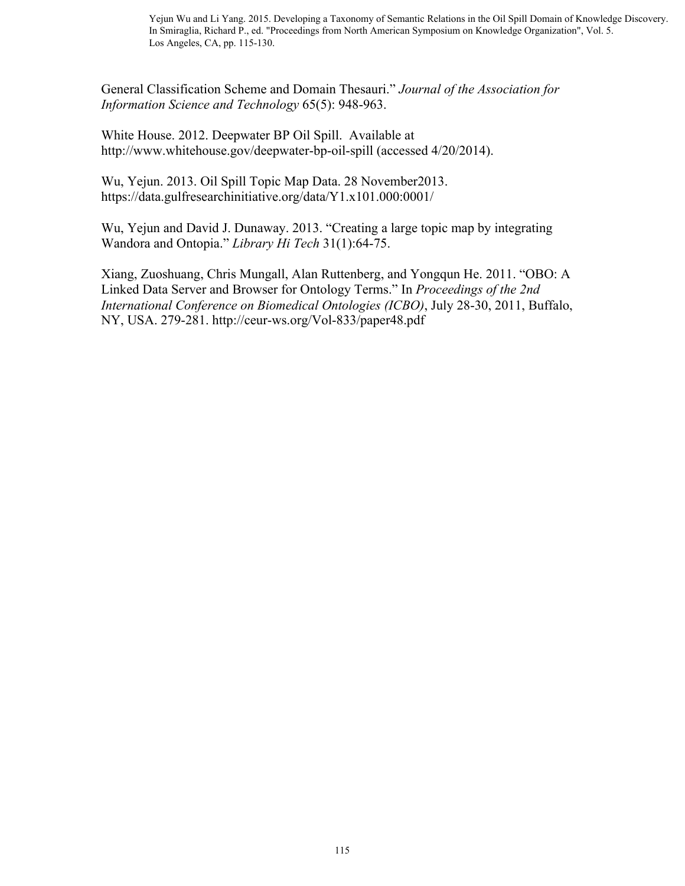General Classification Scheme and Domain Thesauri." *Journal of the Association for Information Science and Technology* 65(5): 948-963.

White House. 2012. Deepwater BP Oil Spill. Available at http://www.whitehouse.gov/deepwater-bp-oil-spill (accessed 4/20/2014).

Wu, Yejun. 2013. Oil Spill Topic Map Data. 28 November2013. https://data.gulfresearchinitiative.org/data/Y1.x101.000:0001/

Wu, Yejun and David J. Dunaway. 2013. "Creating a large topic map by integrating Wandora and Ontopia." *Library Hi Tech* 31(1):64-75.

Xiang, Zuoshuang, Chris Mungall, Alan Ruttenberg, and Yongqun He. 2011. "OBO: A Linked Data Server and Browser for Ontology Terms." In *Proceedings of the 2nd International Conference on Biomedical Ontologies (ICBO)*, July 28-30, 2011, Buffalo, NY, USA. 279-281. http://ceur-ws.org/Vol-833/paper48.pdf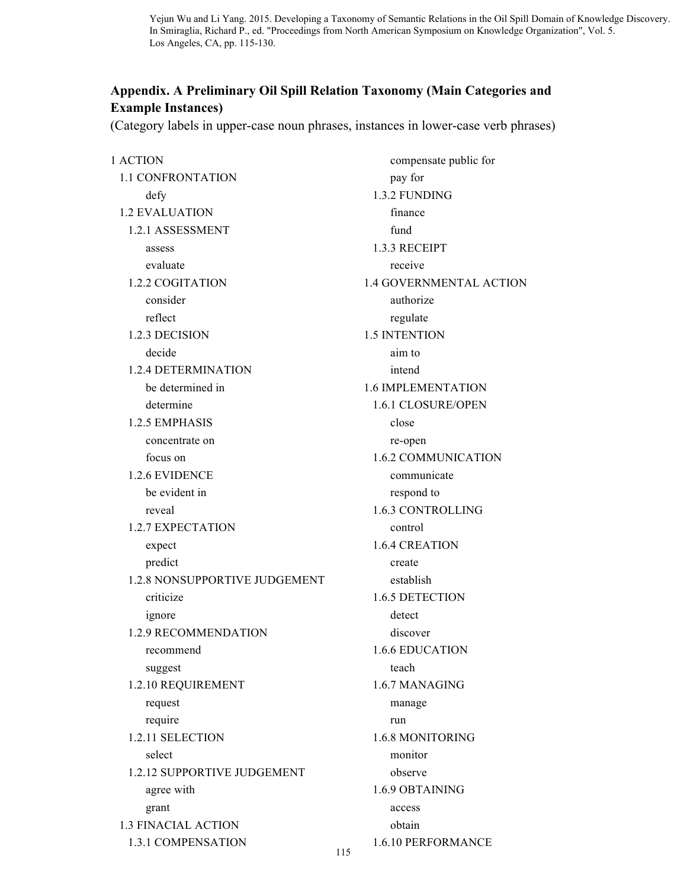Yejun Wu and Li Yang. 2015. Developing a Taxonomy of Semantic Relations in the Oil Spill Domain of Knowledge Discovery. In Smiraglia, Richard P., ed. "Proceedings from North American Symposium on Knowledge Organization", Vol. 5. Los Angeles, CA, pp. 115-130.

## Appendix. A Preliminary Oil Spill Relation Taxonomy (Main Categories and Example Instances)

(Category labels in upper-case noun phrases, instances in lower-case verb phrases)

- 1 ACTION
  - 1.1 CONFRONTATION
    - defy
  - 1.2 EVALUATION
    - 1.2.1 ASSESSMENT
      - assess
      - evaluate
    - 1.2.2 COGITATION
      - consider
      - reflect
    - 1.2.3 DECISION
      - decide
    - 1.2.4 DETERMINATION
      - be determined in
      - determine
    - 1.2.5 EMPHASIS
      - concentrate on
      - focus on
    - 1.2.6 EVIDENCE
      - be evident in
      - reveal
    - 1.2.7 EXPECTATION
      - expect
      - predict
    - 1.2.8 NONSUPPORTIVE JUDGEMENT
      - criticize
      - ignore
    - 1.2.9 RECOMMENDATION
      - recommend
      - suggest
    - 1.2.10 REQUIREMENT
      - request
      - require
    - 1.2.11 SELECTION
      - select
    - 1.2.12 SUPPORTIVE JUDGEMENT
      - agree with
      - grant
  - 1.3 FINACIAL ACTION
    - 1.3.1 COMPENSATION
      - compensate public for
      - pay for
    - 1.3.2 FUNDING
      - finance
      - fund
    - 1.3.3 RECEIPT
      - receive
  - 1.4 GOVERNMENTAL ACTION
    - authorize
    - regulate
  - 1.5 INTENTION
    - aim to
    - intend
  - 1.6 IMPLEMENTATION
    - 1.6.1 CLOSURE/OPEN
      - close
      - re-open
    - 1.6.2 COMMUNICATION
      - communicate
      - respond to
    - 1.6.3 CONTROLLING
      - control
    - 1.6.4 CREATION
      - create
      - establish
    - 1.6.5 DETECTION
      - detect
      - discover
    - 1.6.6 EDUCATION
      - teach
    - 1.6.7 MANAGING
      - manage
      - run
    - 1.6.8 MONITORING
      - monitor
      - observe
    - 1.6.9 OBTAINING
      - access
      - obtain
    - 1.6.10 PERFORMANCE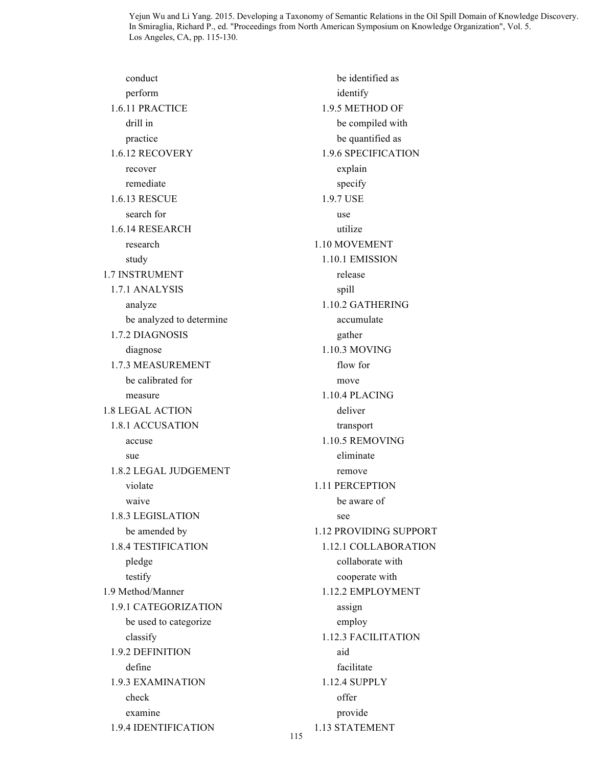conduct
perform

1.6.11 PRACTICE
drill in
practice

1.6.12 RECOVERY
recover
remediate

1.6.13 RESCUE
search for

1.6.14 RESEARCH
research
study

1.7 INSTRUMENT

1.7.1 ANALYSIS
analyze
be analyzed to determine

1.7.2 DIAGNOSIS
diagnose

1.7.3 MEASUREMENT
be calibrated for
measure

1.8 LEGAL ACTION

1.8.1 ACCUSATION
accuse
sue

1.8.2 LEGAL JUDGEMENT
violate
waive

1.8.3 LEGISLATION
be amended by

1.8.4 TESTIFICATION
pledge
testify

1.9 Method/Manner

1.9.1 CATEGORIZATION
be used to categorize
classify

1.9.2 DEFINITION
define

1.9.3 EXAMINATION
check
examine

1.9.4 IDENTIFICATION
be identified as
identify

1.9.5 METHOD OF
be compiled with
be quantified as

1.9.6 SPECIFICATION
explain
specify

1.9.7 USE
use
utilize

1.10 MOVEMENT

1.10.1 EMISSION
release
spill

1.10.2 GATHERING
accumulate
gather

1.10.3 MOVING
flow for
move

1.10.4 PLACING
deliver
transport

1.10.5 REMOVING
eliminate
remove

1.11 PERCEPTION
be aware of
see

1.12 PROVIDING SUPPORT

1.12.1 COLLABORATION
collaborate with
cooperate with

1.12.2 EMPLOYMENT
assign
employ

1.12.3 FACILITATION
aid
facilitate

1.12.4 SUPPLY
offer
provide

1.13 STATEMENT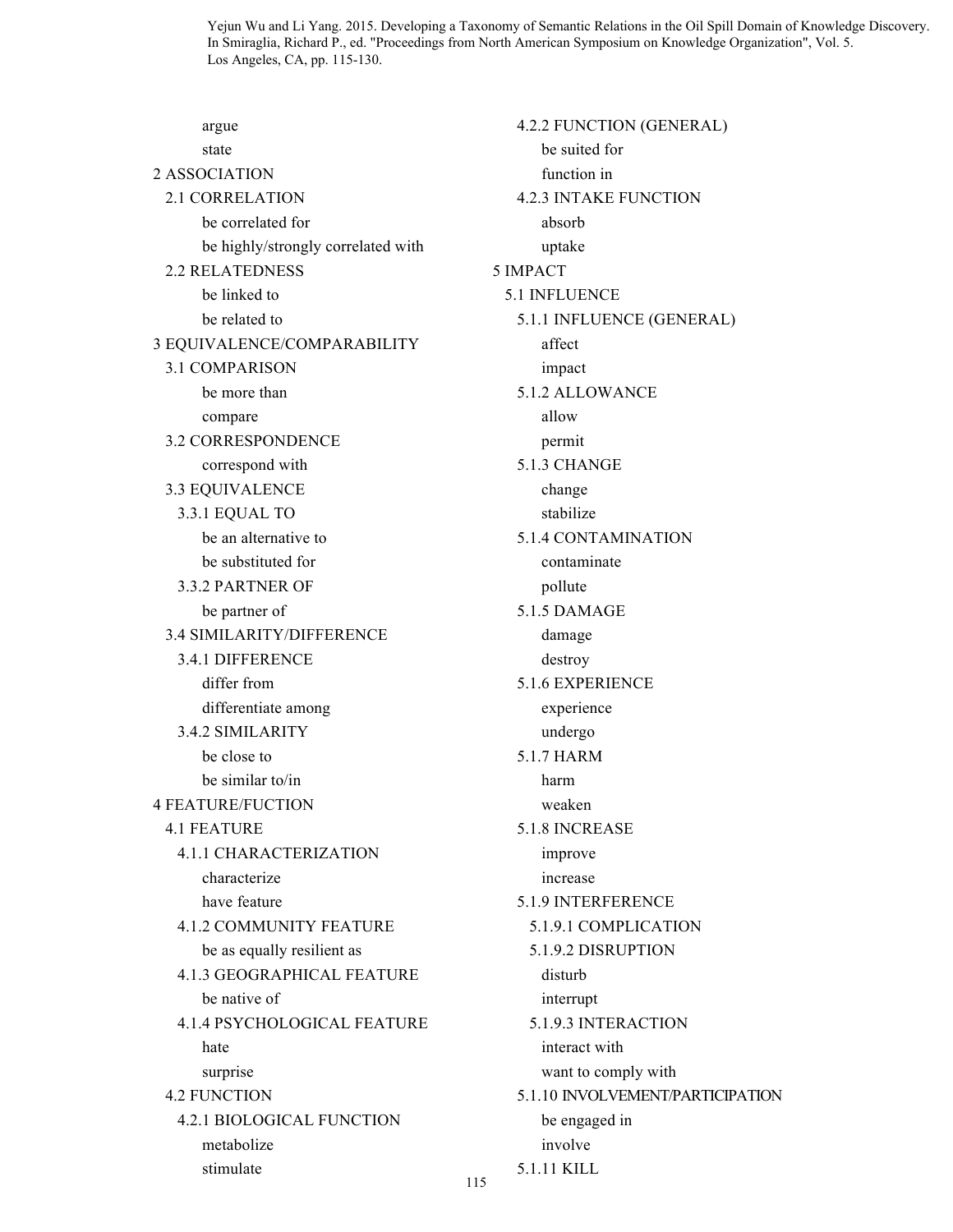argue
state

2 ASSOCIATION
- 2.1 CORRELATION
  - be correlated for
  - be highly/strongly correlated with
- 2.2 RELATEDNESS
  - be linked to
  - be related to

3 EQUIVALENCE/COMPARABILITY
- 3.1 COMPARISON
  - be more than
  - compare
- 3.2 CORRESPONDENCE
  - correspond with
- 3.3 EQUIVALENCE
  - 3.3.1 EQUAL TO
    - be an alternative to
    - be substituted for
  - 3.3.2 PARTNER OF
    - be partner of
- 3.4 SIMILARITY/DIFFERENCE
  - 3.4.1 DIFFERENCE
    - differ from
    - differentiate among
  - 3.4.2 SIMILARITY
    - be close to
    - be similar to/in

4 FEATURE/FUCTION
- 4.1 FEATURE
  - 4.1.1 CHARACTERIZATION
    - characterize
    - have feature
  - 4.1.2 COMMUNITY FEATURE
    - be as equally resilient as
  - 4.1.3 GEOGRAPHICAL FEATURE
    - be native of
  - 4.1.4 PSYCHOLOGICAL FEATURE
    - hate
    - surprise
- 4.2 FUNCTION
  - 4.2.1 BIOLOGICAL FUNCTION
    - metabolize
    - stimulate
  - 4.2.2 FUNCTION (GENERAL)
    - be suited for
    - function in
  - 4.2.3 INTAKE FUNCTION
    - absorb
    - uptake

5 IMPACT
- 5.1 INFLUENCE
  - 5.1.1 INFLUENCE (GENERAL)
    - affect
    - impact
  - 5.1.2 ALLOWANCE
    - allow
    - permit
  - 5.1.3 CHANGE
    - change
    - stabilize
  - 5.1.4 CONTAMINATION
    - contaminate
    - pollute
  - 5.1.5 DAMAGE
    - damage
    - destroy
  - 5.1.6 EXPERIENCE
    - experience
    - undergo
  - 5.1.7 HARM
    - harm
    - weaken
  - 5.1.8 INCREASE
    - improve
    - increase
  - 5.1.9 INTERFERENCE
    - 5.1.9.1 COMPLICATION
    - 5.1.9.2 DISRUPTION
      - disturb
      - interrupt
    - 5.1.9.3 INTERACTION
      - interact with
      - want to comply with
  - 5.1.10 INVOLVEMENT/PARTICIPATION
    - be engaged in
    - involve
  - 5.1.11 KILL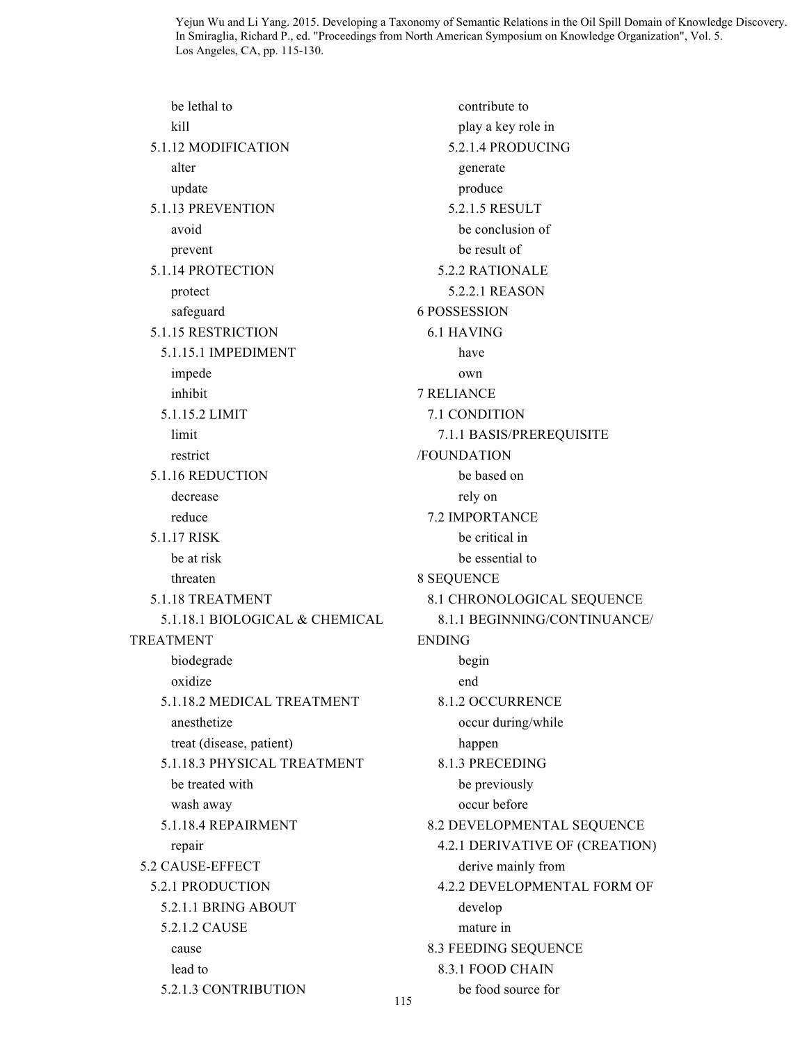be lethal to
kill

5.1.12 MODIFICATION
alter
update

5.1.13 PREVENTION
avoid
prevent

5.1.14 PROTECTION
protect
safeguard

5.1.15 RESTRICTION

5.1.15.1 IMPEDIMENT
impede
inhibit

5.1.15.2 LIMIT
limit
restrict

5.1.16 REDUCTION
decrease
reduce

5.1.17 RISK
be at risk
threaten

5.1.18 TREATMENT

5.1.18.1 BIOLOGICAL & CHEMICAL TREATMENT
biodegrade
oxidize

5.1.18.2 MEDICAL TREATMENT
anesthetize
treat (disease, patient)

5.1.18.3 PHYSICAL TREATMENT
be treated with
wash away

5.1.18.4 REPAIRMENT
repair

5.2 CAUSE-EFFECT

5.2.1 PRODUCTION

5.2.1.1 BRING ABOUT

5.2.1.2 CAUSE
cause
lead to

5.2.1.3 CONTRIBUTION
contribute to
play a key role in

5.2.1.4 PRODUCING
generate
produce

5.2.1.5 RESULT
be conclusion of
be result of

5.2.2 RATIONALE

5.2.2.1 REASON

6 POSSESSION

6.1 HAVING
have
own

7 RELIANCE

7.1 CONDITION

7.1.1 BASIS/PREREQUISITE/FOUNDATION
be based on
rely on

7.2 IMPORTANCE
be critical in
be essential to

8 SEQUENCE

8.1 CHRONOLOGICAL SEQUENCE

8.1.1 BEGINNING/CONTINUANCE/ENDING
begin
end

8.1.2 OCCURRENCE
occur during/while
happen

8.1.3 PRECEDING
be previously
occur before

8.2 DEVELOPMENTAL SEQUENCE

4.2.1 DERIVATIVE OF (CREATION)
derive mainly from

4.2.2 DEVELOPMENTAL FORM OF
develop
mature in

8.3 FEEDING SEQUENCE

8.3.1 FOOD CHAIN
be food source for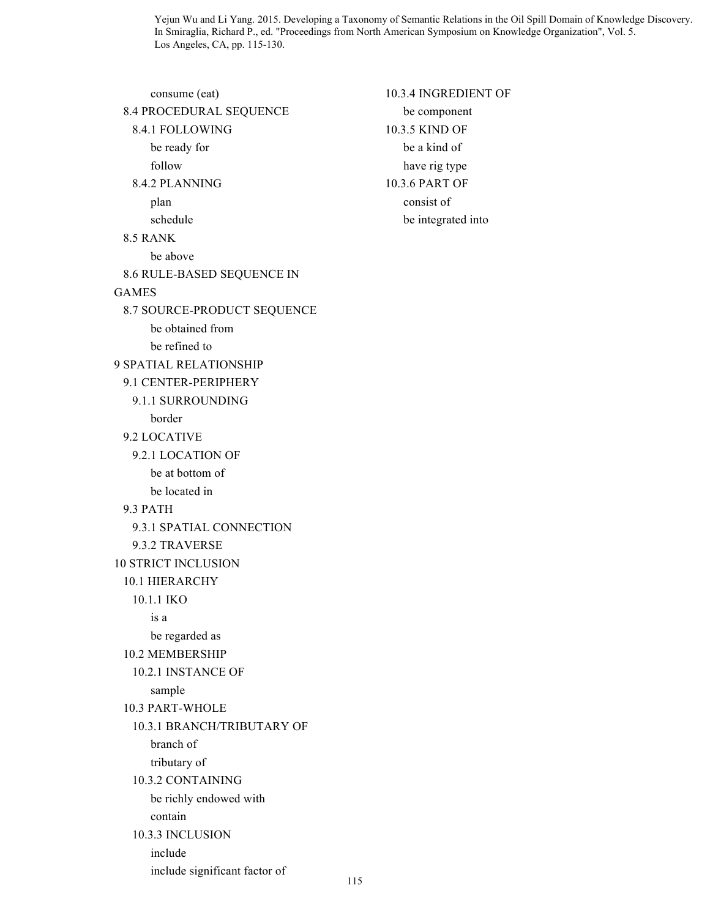consume (eat)

8.4 PROCEDURAL SEQUENCE

8.4.1 FOLLOWING

be ready for

follow

8.4.2 PLANNING

plan

schedule

8.5 RANK

be above

8.6 RULE-BASED SEQUENCE IN GAMES

8.7 SOURCE-PRODUCT SEQUENCE

be obtained from

be refined to

9 SPATIAL RELATIONSHIP

9.1 CENTER-PERIPHERY

9.1.1 SURROUNDING

border

9.2 LOCATIVE

9.2.1 LOCATION OF

be at bottom of

be located in

9.3 PATH

9.3.1 SPATIAL CONNECTION

9.3.2 TRAVERSE

10 STRICT INCLUSION

10.1 HIERARCHY

10.1.1 IKO

is a

be regarded as

10.2 MEMBERSHIP

10.2.1 INSTANCE OF

sample

10.3 PART-WHOLE

10.3.1 BRANCH/TRIBUTARY OF

branch of

tributary of

10.3.2 CONTAINING

be richly endowed with

contain

10.3.3 INCLUSION

include

include significant factor of

10.3.4 INGREDIENT OF

be component

10.3.5 KIND OF

be a kind of

have rig type

10.3.6 PART OF

consist of

be integrated into